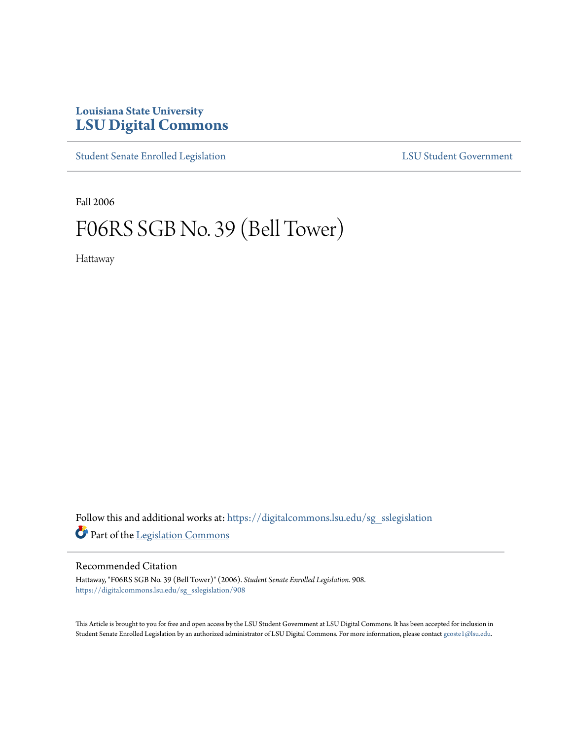Louisiana State University
**LSU Digital Commons**

Student Senate Enrolled Legislation | LSU Student Government

Fall 2006

# F06RS SGB No. 39 (Bell Tower)

Hattaway

Follow this and additional works at: https://digitalcommons.lsu.edu/sg_sslegislation

Part of the Legislation Commons

## Recommended Citation

Hattaway, "F06RS SGB No. 39 (Bell Tower)" (2006). *Student Senate Enrolled Legislation*. 908.
https://digitalcommons.lsu.edu/sg_sslegislation/908

This Article is brought to you for free and open access by the LSU Student Government at LSU Digital Commons. It has been accepted for inclusion in Student Senate Enrolled Legislation by an authorized administrator of LSU Digital Commons. For more information, please contact gcoste1@lsu.edu.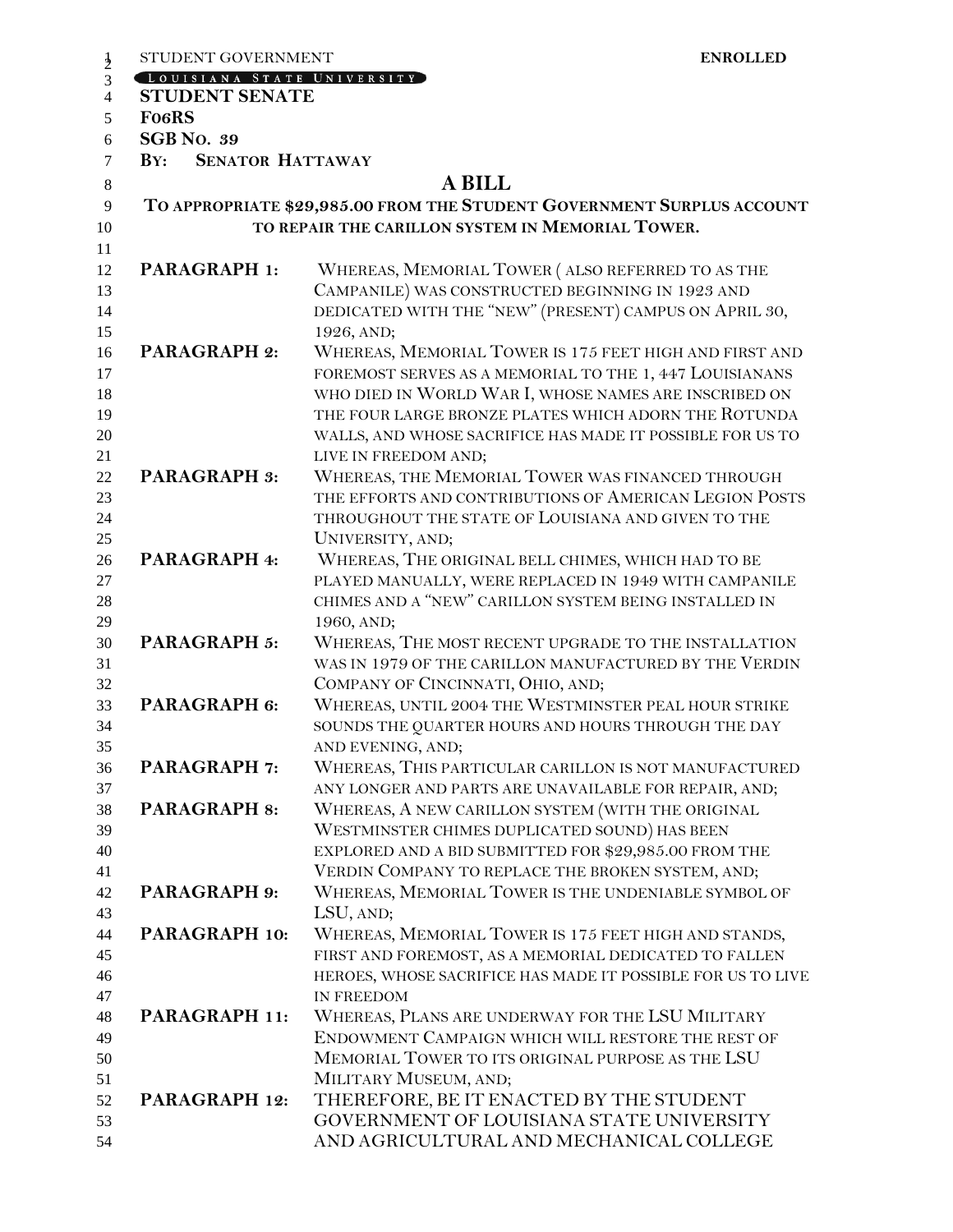STUDENT GOVERNMENT **ENROLLED**

LOUISIANA STATE UNIVERSITY

**STUDENT SENATE**

**F06RS**

**SGB NO. 39**

**BY: SENATOR HATTAWAY**

# A BILL

## TO APPROPRIATE $29,985.00 FROM THE STUDENT GOVERNMENT SURPLUS ACCOUNT TO REPAIR THE CARILLON SYSTEM IN MEMORIAL TOWER.

**PARAGRAPH 1:** WHEREAS, MEMORIAL TOWER ( ALSO REFERRED TO AS THE CAMPANILE) WAS CONSTRUCTED BEGINNING IN 1923 AND DEDICATED WITH THE "NEW" (PRESENT) CAMPUS ON APRIL 30, 1926, AND;

**PARAGRAPH 2:** WHEREAS, MEMORIAL TOWER IS 175 FEET HIGH AND FIRST AND FOREMOST SERVES AS A MEMORIAL TO THE 1, 447 LOUISIANANS WHO DIED IN WORLD WAR I, WHOSE NAMES ARE INSCRIBED ON THE FOUR LARGE BRONZE PLATES WHICH ADORN THE ROTUNDA WALLS, AND WHOSE SACRIFICE HAS MADE IT POSSIBLE FOR US TO LIVE IN FREEDOM AND;

**PARAGRAPH 3:** WHEREAS, THE MEMORIAL TOWER WAS FINANCED THROUGH THE EFFORTS AND CONTRIBUTIONS OF AMERICAN LEGION POSTS THROUGHOUT THE STATE OF LOUISIANA AND GIVEN TO THE UNIVERSITY, AND;

**PARAGRAPH 4:** WHEREAS, THE ORIGINAL BELL CHIMES, WHICH HAD TO BE PLAYED MANUALLY, WERE REPLACED IN 1949 WITH CAMPANILE CHIMES AND A "NEW" CARILLON SYSTEM BEING INSTALLED IN 1960, AND;

**PARAGRAPH 5:** WHEREAS, THE MOST RECENT UPGRADE TO THE INSTALLATION WAS IN 1979 OF THE CARILLON MANUFACTURED BY THE VERDIN COMPANY OF CINCINNATI, OHIO, AND;

**PARAGRAPH 6:** WHEREAS, UNTIL 2004 THE WESTMINSTER PEAL HOUR STRIKE SOUNDS THE QUARTER HOURS AND HOURS THROUGH THE DAY AND EVENING, AND;

**PARAGRAPH 7:** WHEREAS, THIS PARTICULAR CARILLON IS NOT MANUFACTURED ANY LONGER AND PARTS ARE UNAVAILABLE FOR REPAIR, AND;

**PARAGRAPH 8:** WHEREAS, A NEW CARILLON SYSTEM (WITH THE ORIGINAL WESTMINSTER CHIMES DUPLICATED SOUND) HAS BEEN EXPLORED AND A BID SUBMITTED FOR $29,985.00 FROM THE VERDIN COMPANY TO REPLACE THE BROKEN SYSTEM, AND;

**PARAGRAPH 9:** WHEREAS, MEMORIAL TOWER IS THE UNDENIABLE SYMBOL OF LSU, AND;

**PARAGRAPH 10:** WHEREAS, MEMORIAL TOWER IS 175 FEET HIGH AND STANDS, FIRST AND FOREMOST, AS A MEMORIAL DEDICATED TO FALLEN HEROES, WHOSE SACRIFICE HAS MADE IT POSSIBLE FOR US TO LIVE IN FREEDOM

**PARAGRAPH 11:** WHEREAS, PLANS ARE UNDERWAY FOR THE LSU MILITARY ENDOWMENT CAMPAIGN WHICH WILL RESTORE THE REST OF MEMORIAL TOWER TO ITS ORIGINAL PURPOSE AS THE LSU MILITARY MUSEUM, AND;

**PARAGRAPH 12:** THEREFORE, BE IT ENACTED BY THE STUDENT GOVERNMENT OF LOUISIANA STATE UNIVERSITY AND AGRICULTURAL AND MECHANICAL COLLEGE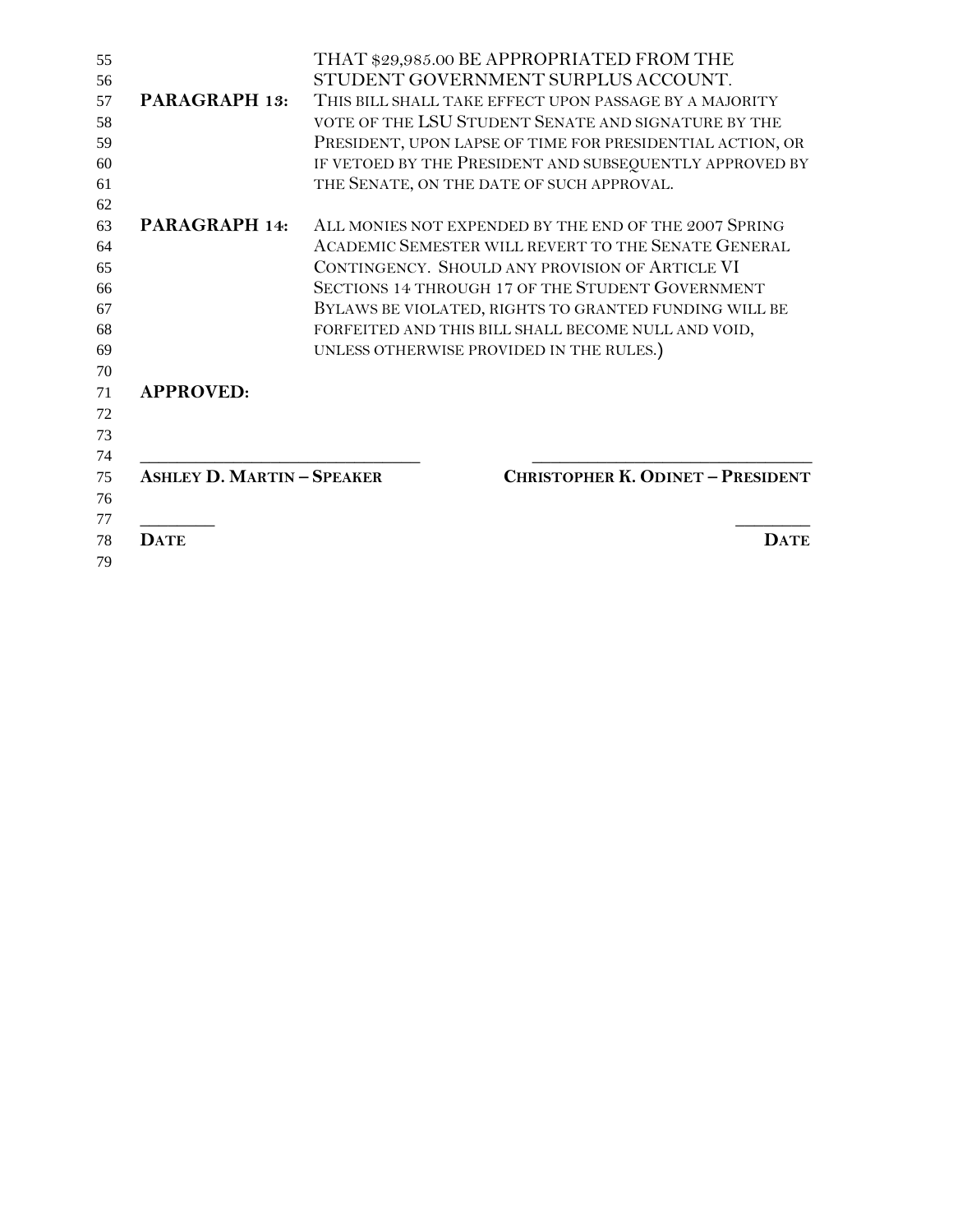THAT $29,985.00 BE APPROPRIATED FROM THE STUDENT GOVERNMENT SURPLUS ACCOUNT.

**PARAGRAPH 13:** THIS BILL SHALL TAKE EFFECT UPON PASSAGE BY A MAJORITY VOTE OF THE LSU STUDENT SENATE AND SIGNATURE BY THE PRESIDENT, UPON LAPSE OF TIME FOR PRESIDENTIAL ACTION, OR IF VETOED BY THE PRESIDENT AND SUBSEQUENTLY APPROVED BY THE SENATE, ON THE DATE OF SUCH APPROVAL.

**PARAGRAPH 14:** ALL MONIES NOT EXPENDED BY THE END OF THE 2007 SPRING ACADEMIC SEMESTER WILL REVERT TO THE SENATE GENERAL CONTINGENCY. SHOULD ANY PROVISION OF ARTICLE VI SECTIONS 14 THROUGH 17 OF THE STUDENT GOVERNMENT BYLAWS BE VIOLATED, RIGHTS TO GRANTED FUNDING WILL BE FORFEITED AND THIS BILL SHALL BECOME NULL AND VOID, UNLESS OTHERWISE PROVIDED IN THE RULES.)

**APPROVED:**

______________________________ ______________________________

**ASHLEY D. MARTIN – SPEAKER** **CHRISTOPHER K. ODINET – PRESIDENT**

________ ________

**DATE** **DATE**